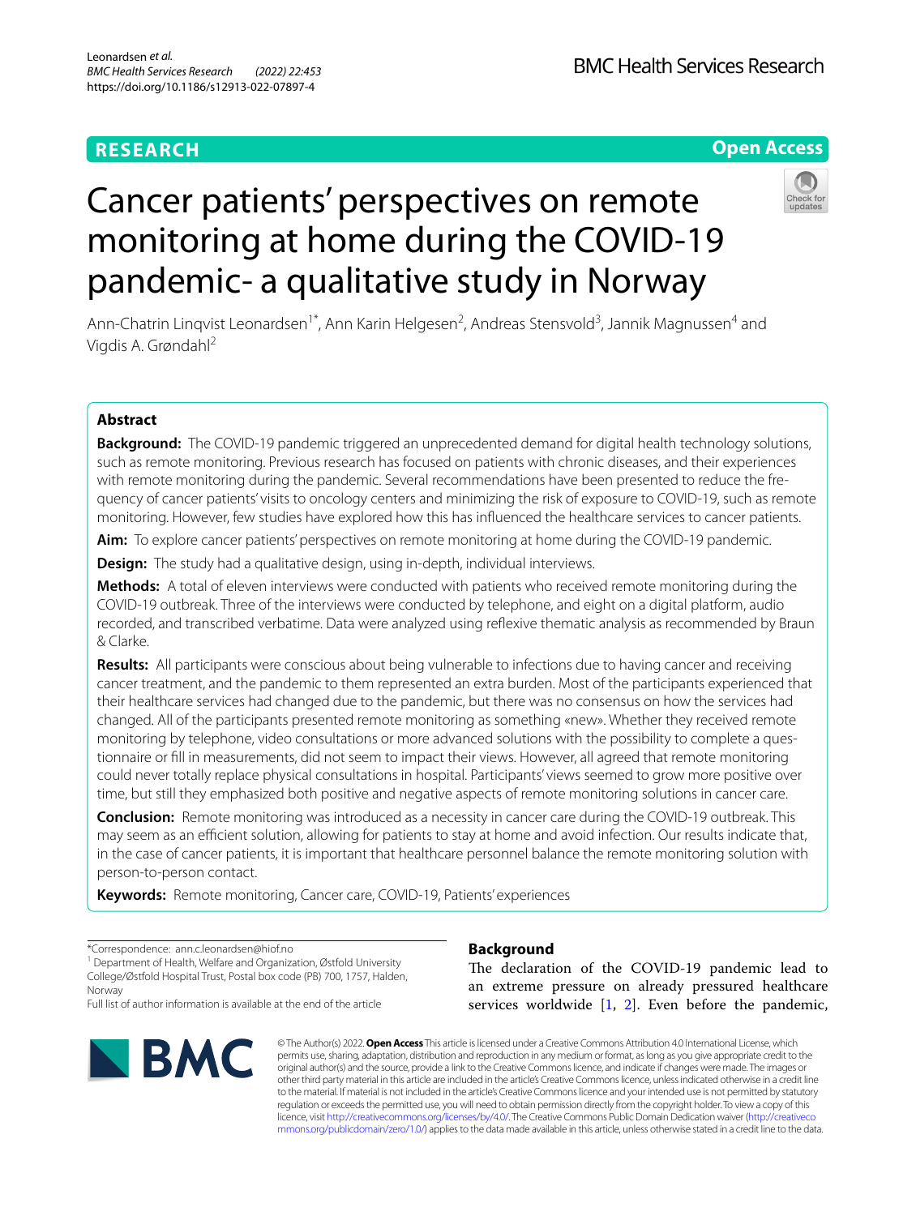RESEARCH

Open Access

# Cancer patients' perspectives on remote monitoring at home during the COVID-19 pandemic- a qualitative study in Norway

Ann-Chatrin Linqvist Leonardsen[1*], Ann Karin Helgesen[2], Andreas Stensvold[3], Jannik Magnussen[4] and Vigdis A. Grøndahl[2]

## Abstract

**Background:** The COVID-19 pandemic triggered an unprecedented demand for digital health technology solutions, such as remote monitoring. Previous research has focused on patients with chronic diseases, and their experiences with remote monitoring during the pandemic. Several recommendations have been presented to reduce the frequency of cancer patients' visits to oncology centers and minimizing the risk of exposure to COVID-19, such as remote monitoring. However, few studies have explored how this has influenced the healthcare services to cancer patients.

**Aim:** To explore cancer patients' perspectives on remote monitoring at home during the COVID-19 pandemic.

**Design:** The study had a qualitative design, using in-depth, individual interviews.

**Methods:** A total of eleven interviews were conducted with patients who received remote monitoring during the COVID-19 outbreak. Three of the interviews were conducted by telephone, and eight on a digital platform, audio recorded, and transcribed verbatime. Data were analyzed using reflexive thematic analysis as recommended by Braun & Clarke.

**Results:** All participants were conscious about being vulnerable to infections due to having cancer and receiving cancer treatment, and the pandemic to them represented an extra burden. Most of the participants experienced that their healthcare services had changed due to the pandemic, but there was no consensus on how the services had changed. All of the participants presented remote monitoring as something «new». Whether they received remote monitoring by telephone, video consultations or more advanced solutions with the possibility to complete a questionnaire or fill in measurements, did not seem to impact their views. However, all agreed that remote monitoring could never totally replace physical consultations in hospital. Participants' views seemed to grow more positive over time, but still they emphasized both positive and negative aspects of remote monitoring solutions in cancer care.

**Conclusion:** Remote monitoring was introduced as a necessity in cancer care during the COVID-19 outbreak. This may seem as an efficient solution, allowing for patients to stay at home and avoid infection. Our results indicate that, in the case of cancer patients, it is important that healthcare personnel balance the remote monitoring solution with person-to-person contact.

**Keywords:** Remote monitoring, Cancer care, COVID-19, Patients' experiences

*Correspondence: ann.c.leonardsen@hiof.no

[1] Department of Health, Welfare and Organization, Østfold University College/Østfold Hospital Trust, Postal box code (PB) 700, 1757, Halden, Norway

Full list of author information is available at the end of the article

## Background

The declaration of the COVID-19 pandemic lead to an extreme pressure on already pressured healthcare services worldwide [1, 2]. Even before the pandemic,

© The Author(s) 2022. **Open Access** This article is licensed under a Creative Commons Attribution 4.0 International License, which permits use, sharing, adaptation, distribution and reproduction in any medium or format, as long as you give appropriate credit to the original author(s) and the source, provide a link to the Creative Commons licence, and indicate if changes were made. The images or other third party material in this article are included in the article's Creative Commons licence, unless indicated otherwise in a credit line to the material. If material is not included in the article's Creative Commons licence and your intended use is not permitted by statutory regulation or exceeds the permitted use, you will need to obtain permission directly from the copyright holder. To view a copy of this licence, visit http://creativecommons.org/licenses/by/4.0/. The Creative Commons Public Domain Dedication waiver (http://creativecommons.org/publicdomain/zero/1.0/) applies to the data made available in this article, unless otherwise stated in a credit line to the data.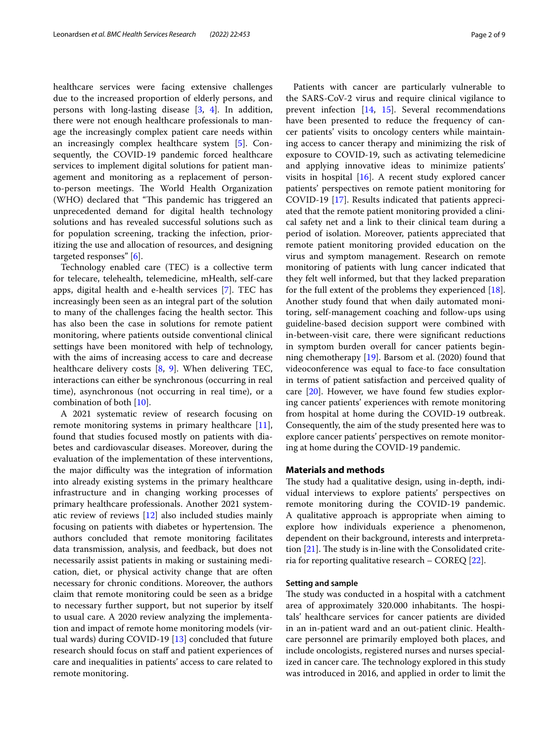healthcare services were facing extensive challenges due to the increased proportion of elderly persons, and persons with long-lasting disease [3, 4]. In addition, there were not enough healthcare professionals to manage the increasingly complex patient care needs within an increasingly complex healthcare system [5]. Consequently, the COVID-19 pandemic forced healthcare services to implement digital solutions for patient management and monitoring as a replacement of person-to-person meetings. The World Health Organization (WHO) declared that "This pandemic has triggered an unprecedented demand for digital health technology solutions and has revealed successful solutions such as for population screening, tracking the infection, prioritizing the use and allocation of resources, and designing targeted responses" [6].

Technology enabled care (TEC) is a collective term for telecare, telehealth, telemedicine, mHealth, self-care apps, digital health and e-health services [7]. TEC has increasingly been seen as an integral part of the solution to many of the challenges facing the health sector. This has also been the case in solutions for remote patient monitoring, where patients outside conventional clinical settings have been monitored with help of technology, with the aims of increasing access to care and decrease healthcare delivery costs [8, 9]. When delivering TEC, interactions can either be synchronous (occurring in real time), asynchronous (not occurring in real time), or a combination of both [10].

A 2021 systematic review of research focusing on remote monitoring systems in primary healthcare [11], found that studies focused mostly on patients with diabetes and cardiovascular diseases. Moreover, during the evaluation of the implementation of these interventions, the major difficulty was the integration of information into already existing systems in the primary healthcare infrastructure and in changing working processes of primary healthcare professionals. Another 2021 systematic review of reviews [12] also included studies mainly focusing on patients with diabetes or hypertension. The authors concluded that remote monitoring facilitates data transmission, analysis, and feedback, but does not necessarily assist patients in making or sustaining medication, diet, or physical activity change that are often necessary for chronic conditions. Moreover, the authors claim that remote monitoring could be seen as a bridge to necessary further support, but not superior by itself to usual care. A 2020 review analyzing the implementation and impact of remote home monitoring models (virtual wards) during COVID-19 [13] concluded that future research should focus on staff and patient experiences of care and inequalities in patients' access to care related to remote monitoring.

Patients with cancer are particularly vulnerable to the SARS-CoV-2 virus and require clinical vigilance to prevent infection [14, 15]. Several recommendations have been presented to reduce the frequency of cancer patients' visits to oncology centers while maintaining access to cancer therapy and minimizing the risk of exposure to COVID-19, such as activating telemedicine and applying innovative ideas to minimize patients' visits in hospital [16]. A recent study explored cancer patients' perspectives on remote patient monitoring for COVID-19 [17]. Results indicated that patients appreciated that the remote patient monitoring provided a clinical safety net and a link to their clinical team during a period of isolation. Moreover, patients appreciated that remote patient monitoring provided education on the virus and symptom management. Research on remote monitoring of patients with lung cancer indicated that they felt well informed, but that they lacked preparation for the full extent of the problems they experienced [18]. Another study found that when daily automated monitoring, self-management coaching and follow-ups using guideline-based decision support were combined with in-between-visit care, there were significant reductions in symptom burden overall for cancer patients beginning chemotherapy [19]. Barsom et al. (2020) found that videoconference was equal to face-to face consultation in terms of patient satisfaction and perceived quality of care [20]. However, we have found few studies exploring cancer patients' experiences with remote monitoring from hospital at home during the COVID-19 outbreak. Consequently, the aim of the study presented here was to explore cancer patients' perspectives on remote monitoring at home during the COVID-19 pandemic.

## Materials and methods

The study had a qualitative design, using in-depth, individual interviews to explore patients' perspectives on remote monitoring during the COVID-19 pandemic. A qualitative approach is appropriate when aiming to explore how individuals experience a phenomenon, dependent on their background, interests and interpretation [21]. The study is in-line with the Consolidated criteria for reporting qualitative research – COREQ [22].

### Setting and sample

The study was conducted in a hospital with a catchment area of approximately 320.000 inhabitants. The hospitals' healthcare services for cancer patients are divided in an in-patient ward and an out-patient clinic. Healthcare personnel are primarily employed both places, and include oncologists, registered nurses and nurses specialized in cancer care. The technology explored in this study was introduced in 2016, and applied in order to limit the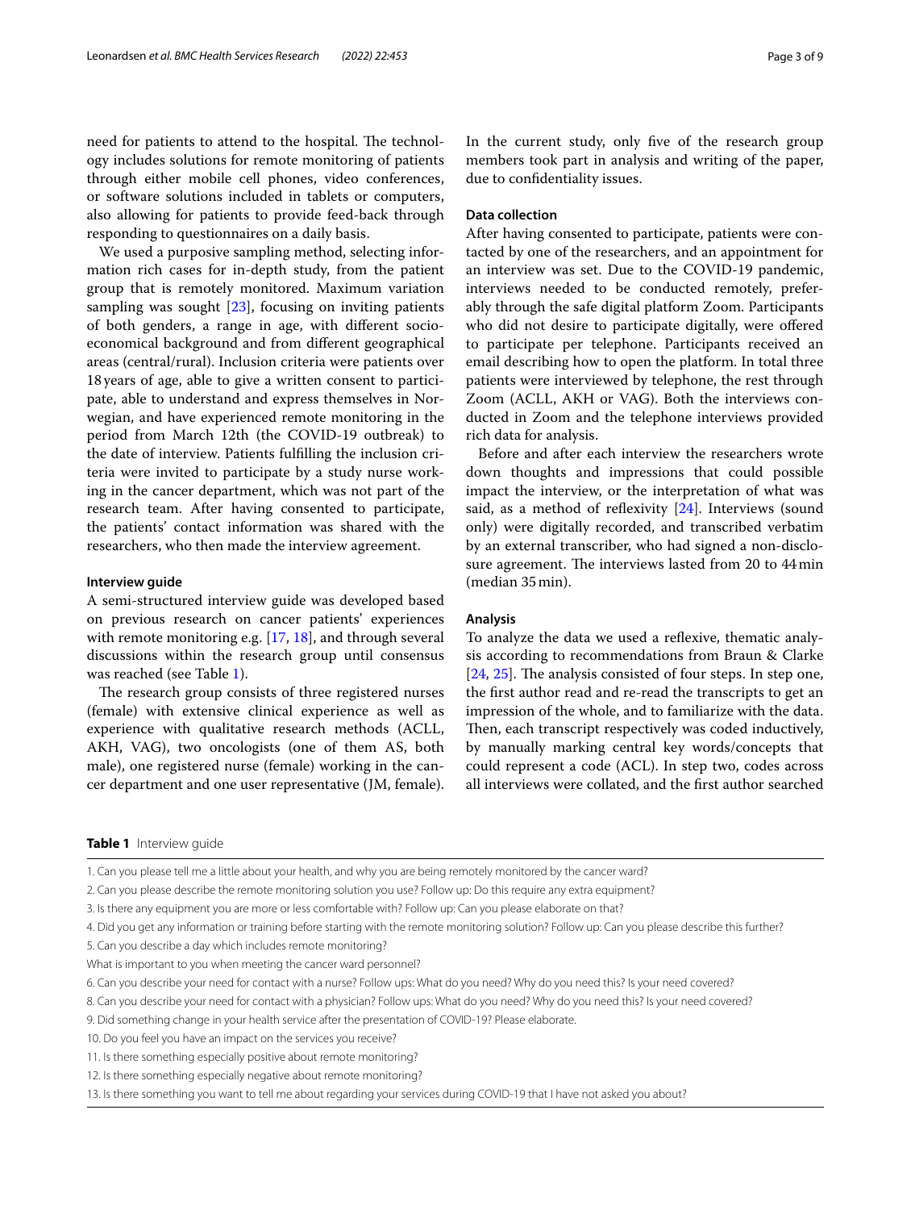need for patients to attend to the hospital. The technology includes solutions for remote monitoring of patients through either mobile cell phones, video conferences, or software solutions included in tablets or computers, also allowing for patients to provide feed-back through responding to questionnaires on a daily basis.

We used a purposive sampling method, selecting information rich cases for in-depth study, from the patient group that is remotely monitored. Maximum variation sampling was sought [23], focusing on inviting patients of both genders, a range in age, with different socio-economical background and from different geographical areas (central/rural). Inclusion criteria were patients over 18 years of age, able to give a written consent to participate, able to understand and express themselves in Norwegian, and have experienced remote monitoring in the period from March 12th (the COVID-19 outbreak) to the date of interview. Patients fulfilling the inclusion criteria were invited to participate by a study nurse working in the cancer department, which was not part of the research team. After having consented to participate, the patients' contact information was shared with the researchers, who then made the interview agreement.

### Interview guide

A semi-structured interview guide was developed based on previous research on cancer patients' experiences with remote monitoring e.g. [17, 18], and through several discussions within the research group until consensus was reached (see Table 1).

The research group consists of three registered nurses (female) with extensive clinical experience as well as experience with qualitative research methods (ACLL, AKH, VAG), two oncologists (one of them AS, both male), one registered nurse (female) working in the cancer department and one user representative (JM, female). In the current study, only five of the research group members took part in analysis and writing of the paper, due to confidentiality issues.

### Data collection

After having consented to participate, patients were contacted by one of the researchers, and an appointment for an interview was set. Due to the COVID-19 pandemic, interviews needed to be conducted remotely, preferably through the safe digital platform Zoom. Participants who did not desire to participate digitally, were offered to participate per telephone. Participants received an email describing how to open the platform. In total three patients were interviewed by telephone, the rest through Zoom (ACLL, AKH or VAG). Both the interviews conducted in Zoom and the telephone interviews provided rich data for analysis.

Before and after each interview the researchers wrote down thoughts and impressions that could possible impact the interview, or the interpretation of what was said, as a method of reflexivity [24]. Interviews (sound only) were digitally recorded, and transcribed verbatim by an external transcriber, who had signed a non-disclosure agreement. The interviews lasted from 20 to 44 min (median 35 min).

### Analysis

To analyze the data we used a reflexive, thematic analysis according to recommendations from Braun & Clarke [24, 25]. The analysis consisted of four steps. In step one, the first author read and re-read the transcripts to get an impression of the whole, and to familiarize with the data. Then, each transcript respectively was coded inductively, by manually marking central key words/concepts that could represent a code (ACL). In step two, codes across all interviews were collated, and the first author searched

**Table 1** Interview guide

| |
|---|
| 1. Can you please tell me a little about your health, and why you are being remotely monitored by the cancer ward? |
| 2. Can you please describe the remote monitoring solution you use? Follow up: Do this require any extra equipment? |
| 3. Is there any equipment you are more or less comfortable with? Follow up: Can you please elaborate on that? |
| 4. Did you get any information or training before starting with the remote monitoring solution? Follow up: Can you please describe this further? |
| 5. Can you describe a day which includes remote monitoring? |
| What is important to you when meeting the cancer ward personnel? |
| 6. Can you describe your need for contact with a nurse? Follow ups: What do you need? Why do you need this? Is your need covered? |
| 8. Can you describe your need for contact with a physician? Follow ups: What do you need? Why do you need this? Is your need covered? |
| 9. Did something change in your health service after the presentation of COVID-19? Please elaborate. |
| 10. Do you feel you have an impact on the services you receive? |
| 11. Is there something especially positive about remote monitoring? |
| 12. Is there something especially negative about remote monitoring? |
| 13. Is there something you want to tell me about regarding your services during COVID-19 that I have not asked you about? |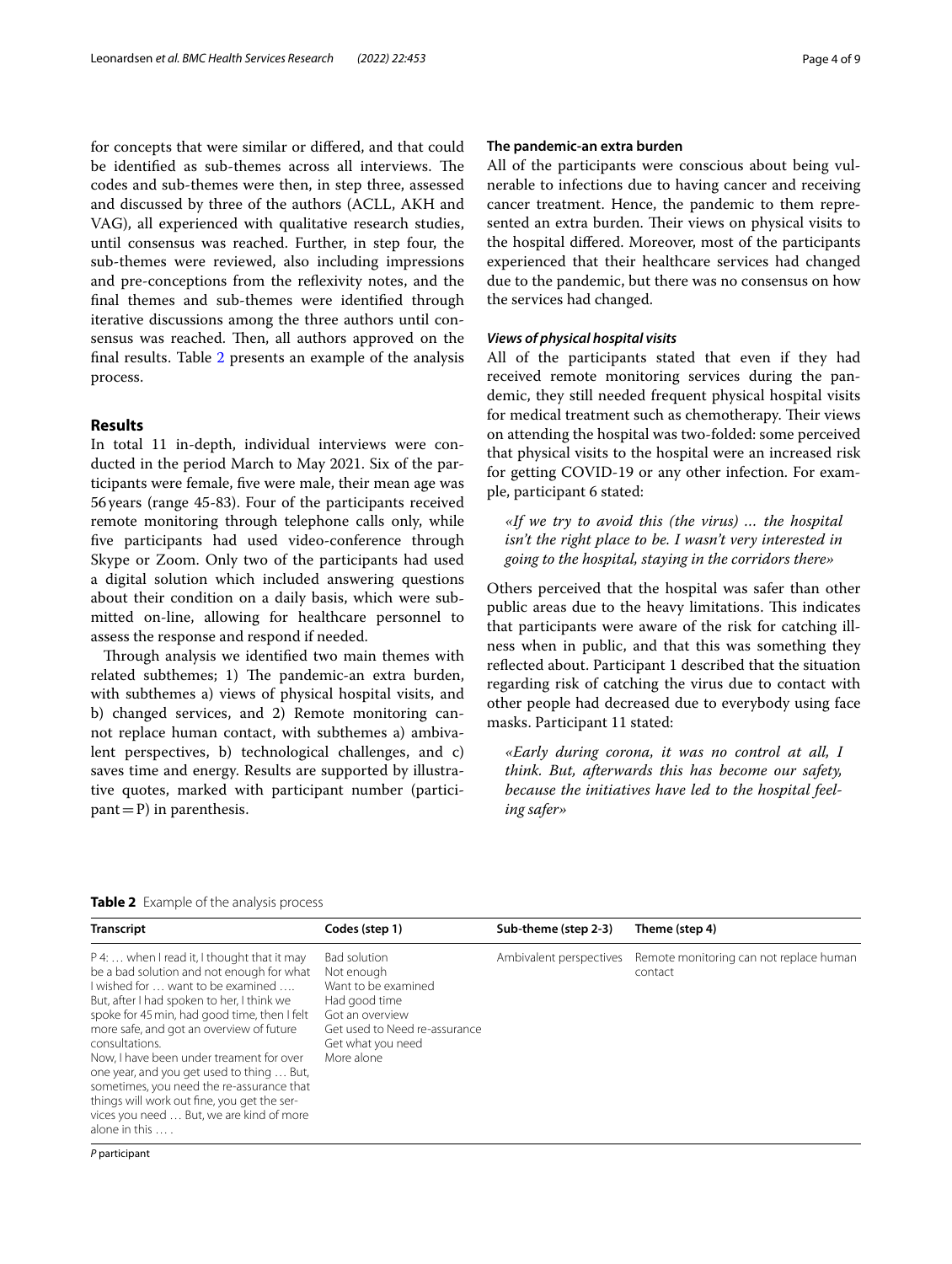for concepts that were similar or differed, and that could be identified as sub-themes across all interviews. The codes and sub-themes were then, in step three, assessed and discussed by three of the authors (ACLL, AKH and VAG), all experienced with qualitative research studies, until consensus was reached. Further, in step four, the sub-themes were reviewed, also including impressions and pre-conceptions from the reflexivity notes, and the final themes and sub-themes were identified through iterative discussions among the three authors until consensus was reached. Then, all authors approved on the final results. Table 2 presents an example of the analysis process.

## Results

In total 11 in-depth, individual interviews were conducted in the period March to May 2021. Six of the participants were female, five were male, their mean age was 56 years (range 45-83). Four of the participants received remote monitoring through telephone calls only, while five participants had used video-conference through Skype or Zoom. Only two of the participants had used a digital solution which included answering questions about their condition on a daily basis, which were submitted on-line, allowing for healthcare personnel to assess the response and respond if needed.

Through analysis we identified two main themes with related subthemes; 1) The pandemic-an extra burden, with subthemes a) views of physical hospital visits, and b) changed services, and 2) Remote monitoring cannot replace human contact, with subthemes a) ambivalent perspectives, b) technological challenges, and c) saves time and energy. Results are supported by illustrative quotes, marked with participant number (participant = P) in parenthesis.

### The pandemic-an extra burden

All of the participants were conscious about being vulnerable to infections due to having cancer and receiving cancer treatment. Hence, the pandemic to them represented an extra burden. Their views on physical visits to the hospital differed. Moreover, most of the participants experienced that their healthcare services had changed due to the pandemic, but there was no consensus on how the services had changed.

#### *Views of physical hospital visits*

All of the participants stated that even if they had received remote monitoring services during the pandemic, they still needed frequent physical hospital visits for medical treatment such as chemotherapy. Their views on attending the hospital was two-folded: some perceived that physical visits to the hospital were an increased risk for getting COVID-19 or any other infection. For example, participant 6 stated:

> *«If we try to avoid this (the virus) … the hospital isn't the right place to be. I wasn't very interested in going to the hospital, staying in the corridors there»*

Others perceived that the hospital was safer than other public areas due to the heavy limitations. This indicates that participants were aware of the risk for catching illness when in public, and that this was something they reflected about. Participant 1 described that the situation regarding risk of catching the virus due to contact with other people had decreased due to everybody using face masks. Participant 11 stated:

> *«Early during corona, it was no control at all, I think. But, afterwards this has become our safety, because the initiatives have led to the hospital feeling safer»*

**Table 2** Example of the analysis process

| Transcript | Codes (step 1) | Sub-theme (step 2-3) | Theme (step 4) |
|---|---|---|---|
| P 4: … when I read it, I thought that it may be a bad solution and not enough for what I wished for … want to be examined …. But, after I had spoken to her, I think we spoke for 45 min, had good time, then I felt more safe, and got an overview of future consultations. Now, I have been under treament for over one year, and you get used to thing … But, sometimes, you need the re-assurance that things will work out fine, you get the services you need … But, we are kind of more alone in this … . | Bad solution Not enough Want to be examined Had good time Got an overview Get used to Need re-assurance Get what you need More alone | Ambivalent perspectives | Remote monitoring can not replace human contact |

*P* participant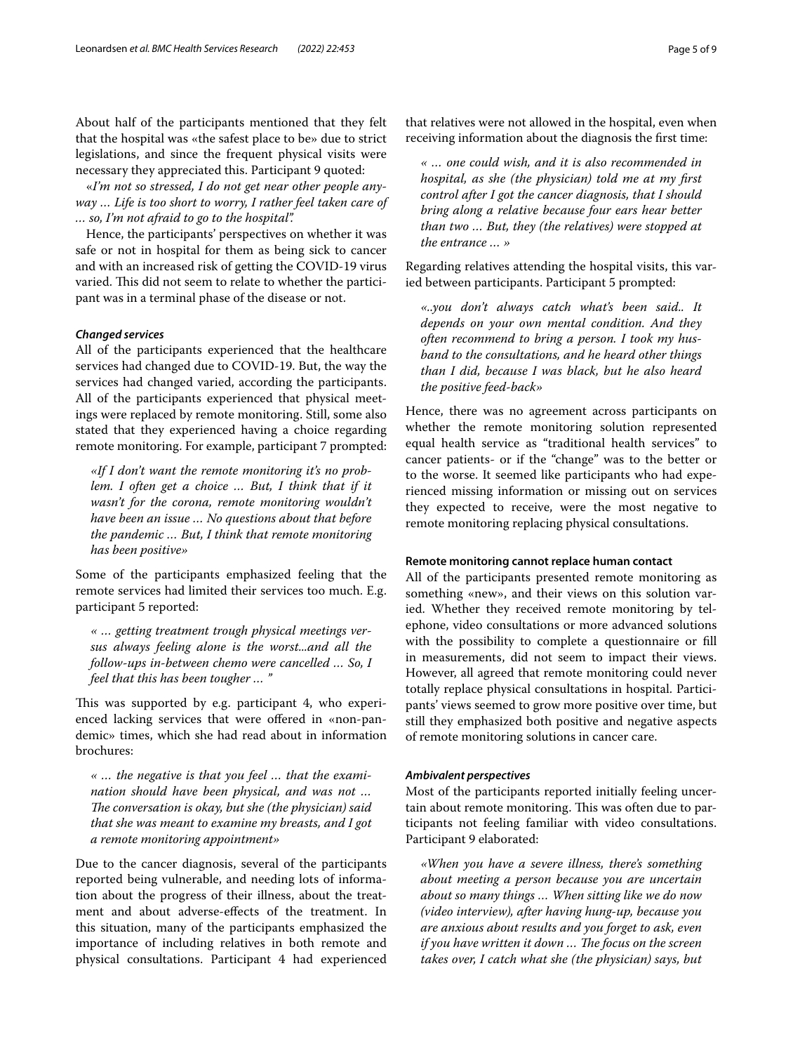About half of the participants mentioned that they felt that the hospital was «the safest place to be» due to strict legislations, and since the frequent physical visits were necessary they appreciated this. Participant 9 quoted:

«*I'm not so stressed, I do not get near other people anyway … Life is too short to worry, I rather feel taken care of … so, I'm not afraid to go to the hospital".*

Hence, the participants' perspectives on whether it was safe or not in hospital for them as being sick to cancer and with an increased risk of getting the COVID-19 virus varied. This did not seem to relate to whether the participant was in a terminal phase of the disease or not.

#### *Changed services*

All of the participants experienced that the healthcare services had changed due to COVID-19. But, the way the services had changed varied, according the participants. All of the participants experienced that physical meetings were replaced by remote monitoring. Still, some also stated that they experienced having a choice regarding remote monitoring. For example, participant 7 prompted:

> *«If I don't want the remote monitoring it's no problem. I often get a choice … But, I think that if it wasn't for the corona, remote monitoring wouldn't have been an issue … No questions about that before the pandemic … But, I think that remote monitoring has been positive»*

Some of the participants emphasized feeling that the remote services had limited their services too much. E.g. participant 5 reported:

> *« … getting treatment trough physical meetings versus always feeling alone is the worst...and all the follow-ups in-between chemo were cancelled … So, I feel that this has been tougher … "*

This was supported by e.g. participant 4, who experienced lacking services that were offered in «non-pandemic» times, which she had read about in information brochures:

> *« … the negative is that you feel … that the examination should have been physical, and was not … The conversation is okay, but she (the physician) said that she was meant to examine my breasts, and I got a remote monitoring appointment»*

Due to the cancer diagnosis, several of the participants reported being vulnerable, and needing lots of information about the progress of their illness, about the treatment and about adverse-effects of the treatment. In this situation, many of the participants emphasized the importance of including relatives in both remote and physical consultations. Participant 4 had experienced that relatives were not allowed in the hospital, even when receiving information about the diagnosis the first time:

> *« … one could wish, and it is also recommended in hospital, as she (the physician) told me at my first control after I got the cancer diagnosis, that I should bring along a relative because four ears hear better than two … But, they (the relatives) were stopped at the entrance … »*

Regarding relatives attending the hospital visits, this varied between participants. Participant 5 prompted:

> *«..you don't always catch what's been said.. It depends on your own mental condition. And they often recommend to bring a person. I took my husband to the consultations, and he heard other things than I did, because I was black, but he also heard the positive feed-back»*

Hence, there was no agreement across participants on whether the remote monitoring solution represented equal health service as "traditional health services" to cancer patients- or if the "change" was to the better or to the worse. It seemed like participants who had experienced missing information or missing out on services they expected to receive, were the most negative to remote monitoring replacing physical consultations.

### Remote monitoring cannot replace human contact

All of the participants presented remote monitoring as something «new», and their views on this solution varied. Whether they received remote monitoring by telephone, video consultations or more advanced solutions with the possibility to complete a questionnaire or fill in measurements, did not seem to impact their views. However, all agreed that remote monitoring could never totally replace physical consultations in hospital. Participants' views seemed to grow more positive over time, but still they emphasized both positive and negative aspects of remote monitoring solutions in cancer care.

#### *Ambivalent perspectives*

Most of the participants reported initially feeling uncertain about remote monitoring. This was often due to participants not feeling familiar with video consultations. Participant 9 elaborated:

> *«When you have a severe illness, there's something about meeting a person because you are uncertain about so many things … When sitting like we do now (video interview), after having hung-up, because you are anxious about results and you forget to ask, even if you have written it down … The focus on the screen takes over, I catch what she (the physician) says, but*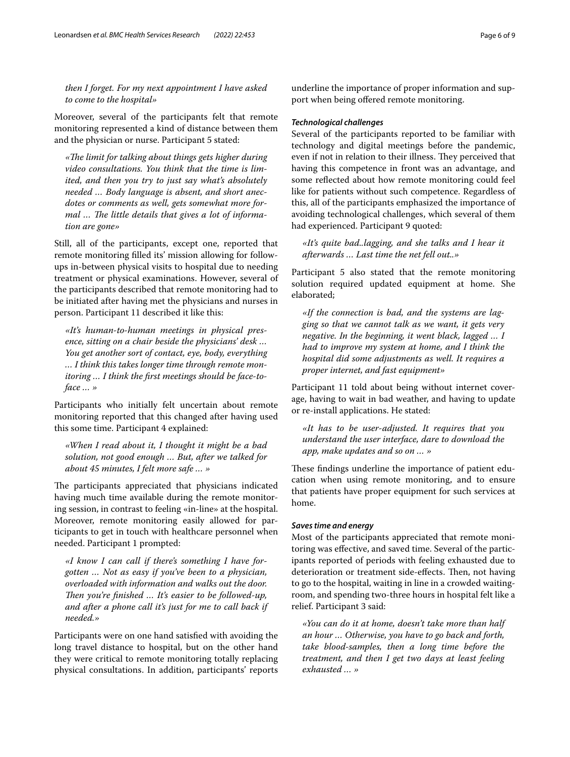*then I forget. For my next appointment I have asked to come to the hospital»*

Moreover, several of the participants felt that remote monitoring represented a kind of distance between them and the physician or nurse. Participant 5 stated:

> *«The limit for talking about things gets higher during video consultations. You think that the time is limited, and then you try to just say what's absolutely needed … Body language is absent, and short anecdotes or comments as well, gets somewhat more formal … The little details that gives a lot of information are gone»*

Still, all of the participants, except one, reported that remote monitoring filled its' mission allowing for follow-ups in-between physical visits to hospital due to needing treatment or physical examinations. However, several of the participants described that remote monitoring had to be initiated after having met the physicians and nurses in person. Participant 11 described it like this:

> *«It's human-to-human meetings in physical presence, sitting on a chair beside the physicians' desk … You get another sort of contact, eye, body, everything … I think this takes longer time through remote monitoring … I think the first meetings should be face-to-face … »*

Participants who initially felt uncertain about remote monitoring reported that this changed after having used this some time. Participant 4 explained:

> *«When I read about it, I thought it might be a bad solution, not good enough … But, after we talked for about 45 minutes, I felt more safe … »*

The participants appreciated that physicians indicated having much time available during the remote monitoring session, in contrast to feeling «in-line» at the hospital. Moreover, remote monitoring easily allowed for participants to get in touch with healthcare personnel when needed. Participant 1 prompted:

> *«I know I can call if there's something I have forgotten … Not as easy if you've been to a physician, overloaded with information and walks out the door. Then you're finished … It's easier to be followed-up, and after a phone call it's just for me to call back if needed.»*

Participants were on one hand satisfied with avoiding the long travel distance to hospital, but on the other hand they were critical to remote monitoring totally replacing physical consultations. In addition, participants' reports underline the importance of proper information and support when being offered remote monitoring.

#### *Technological challenges*

Several of the participants reported to be familiar with technology and digital meetings before the pandemic, even if not in relation to their illness. They perceived that having this competence in front was an advantage, and some reflected about how remote monitoring could feel like for patients without such competence. Regardless of this, all of the participants emphasized the importance of avoiding technological challenges, which several of them had experienced. Participant 9 quoted:

> *«It's quite bad..lagging, and she talks and I hear it afterwards … Last time the net fell out..»*

Participant 5 also stated that the remote monitoring solution required updated equipment at home. She elaborated;

> *«If the connection is bad, and the systems are lagging so that we cannot talk as we want, it gets very negative. In the beginning, it went black, lagged … I had to improve my system at home, and I think the hospital did some adjustments as well. It requires a proper internet, and fast equipment»*

Participant 11 told about being without internet coverage, having to wait in bad weather, and having to update or re-install applications. He stated:

> *«It has to be user-adjusted. It requires that you understand the user interface, dare to download the app, make updates and so on … »*

These findings underline the importance of patient education when using remote monitoring, and to ensure that patients have proper equipment for such services at home.

#### *Saves time and energy*

Most of the participants appreciated that remote monitoring was effective, and saved time. Several of the participants reported of periods with feeling exhausted due to deterioration or treatment side-effects. Then, not having to go to the hospital, waiting in line in a crowded waiting-room, and spending two-three hours in hospital felt like a relief. Participant 3 said:

> *«You can do it at home, doesn't take more than half an hour … Otherwise, you have to go back and forth, take blood-samples, then a long time before the treatment, and then I get two days at least feeling exhausted … »*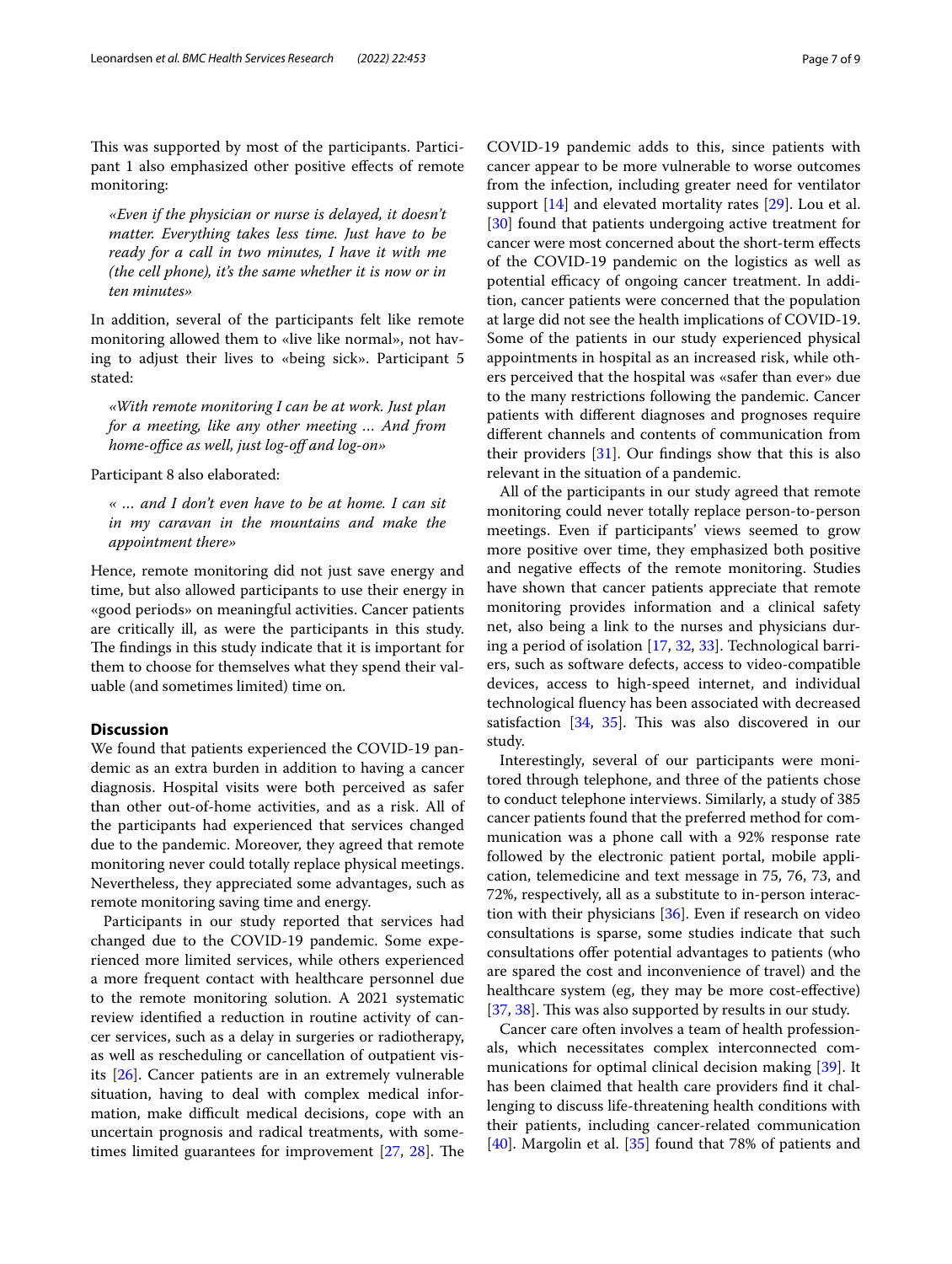This was supported by most of the participants. Participant 1 also emphasized other positive effects of remote monitoring:

> *«Even if the physician or nurse is delayed, it doesn't matter. Everything takes less time. Just have to be ready for a call in two minutes, I have it with me (the cell phone), it's the same whether it is now or in ten minutes»*

In addition, several of the participants felt like remote monitoring allowed them to «live like normal», not having to adjust their lives to «being sick». Participant 5 stated:

> *«With remote monitoring I can be at work. Just plan for a meeting, like any other meeting … And from home-office as well, just log-off and log-on»*

Participant 8 also elaborated:

> *« … and I don't even have to be at home. I can sit in my caravan in the mountains and make the appointment there»*

Hence, remote monitoring did not just save energy and time, but also allowed participants to use their energy in «good periods» on meaningful activities. Cancer patients are critically ill, as were the participants in this study. The findings in this study indicate that it is important for them to choose for themselves what they spend their valuable (and sometimes limited) time on.

## Discussion

We found that patients experienced the COVID-19 pandemic as an extra burden in addition to having a cancer diagnosis. Hospital visits were both perceived as safer than other out-of-home activities, and as a risk. All of the participants had experienced that services changed due to the pandemic. Moreover, they agreed that remote monitoring never could totally replace physical meetings. Nevertheless, they appreciated some advantages, such as remote monitoring saving time and energy.

Participants in our study reported that services had changed due to the COVID-19 pandemic. Some experienced more limited services, while others experienced a more frequent contact with healthcare personnel due to the remote monitoring solution. A 2021 systematic review identified a reduction in routine activity of cancer services, such as a delay in surgeries or radiotherapy, as well as rescheduling or cancellation of outpatient visits [26]. Cancer patients are in an extremely vulnerable situation, having to deal with complex medical information, make difficult medical decisions, cope with an uncertain prognosis and radical treatments, with sometimes limited guarantees for improvement [27, 28]. The COVID-19 pandemic adds to this, since patients with cancer appear to be more vulnerable to worse outcomes from the infection, including greater need for ventilator support [14] and elevated mortality rates [29]. Lou et al. [30] found that patients undergoing active treatment for cancer were most concerned about the short-term effects of the COVID-19 pandemic on the logistics as well as potential efficacy of ongoing cancer treatment. In addition, cancer patients were concerned that the population at large did not see the health implications of COVID-19. Some of the patients in our study experienced physical appointments in hospital as an increased risk, while others perceived that the hospital was «safer than ever» due to the many restrictions following the pandemic. Cancer patients with different diagnoses and prognoses require different channels and contents of communication from their providers [31]. Our findings show that this is also relevant in the situation of a pandemic.

All of the participants in our study agreed that remote monitoring could never totally replace person-to-person meetings. Even if participants' views seemed to grow more positive over time, they emphasized both positive and negative effects of the remote monitoring. Studies have shown that cancer patients appreciate that remote monitoring provides information and a clinical safety net, also being a link to the nurses and physicians during a period of isolation [17, 32, 33]. Technological barriers, such as software defects, access to video-compatible devices, access to high-speed internet, and individual technological fluency has been associated with decreased satisfaction [34, 35]. This was also discovered in our study.

Interestingly, several of our participants were monitored through telephone, and three of the patients chose to conduct telephone interviews. Similarly, a study of 385 cancer patients found that the preferred method for communication was a phone call with a 92% response rate followed by the electronic patient portal, mobile application, telemedicine and text message in 75, 76, 73, and 72%, respectively, all as a substitute to in-person interaction with their physicians [36]. Even if research on video consultations is sparse, some studies indicate that such consultations offer potential advantages to patients (who are spared the cost and inconvenience of travel) and the healthcare system (eg, they may be more cost-effective) [37, 38]. This was also supported by results in our study.

Cancer care often involves a team of health professionals, which necessitates complex interconnected communications for optimal clinical decision making [39]. It has been claimed that health care providers find it challenging to discuss life-threatening health conditions with their patients, including cancer-related communication [40]. Margolin et al. [35] found that 78% of patients and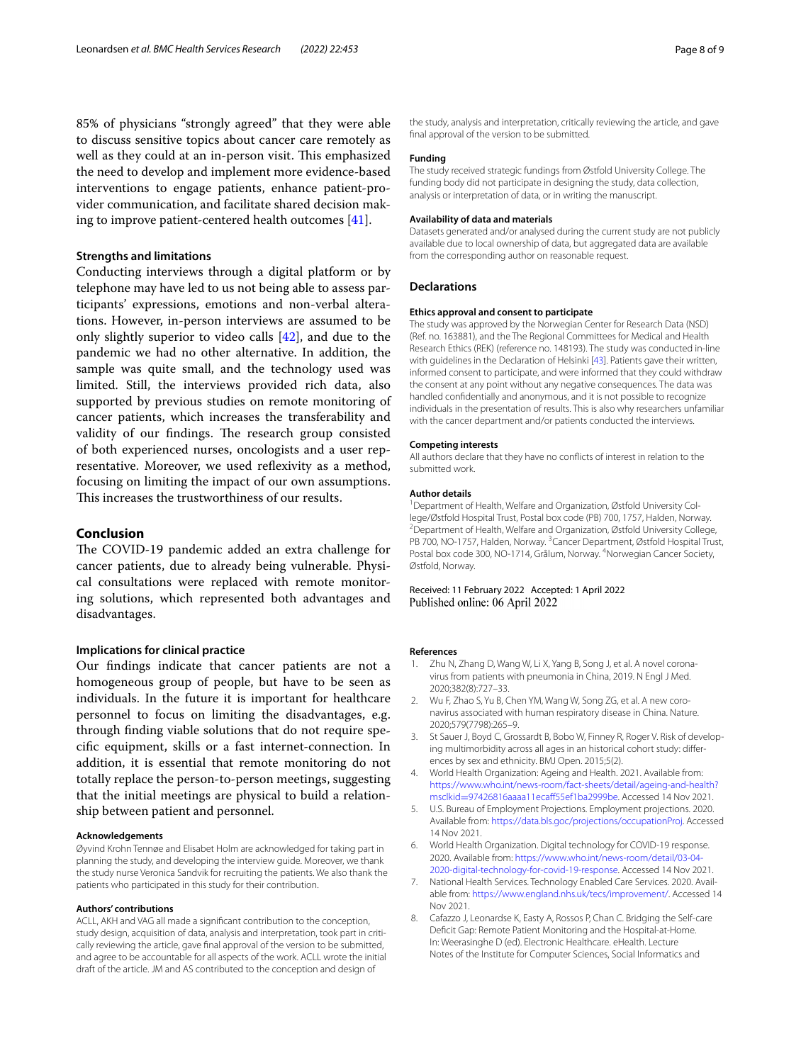85% of physicians "strongly agreed" that they were able to discuss sensitive topics about cancer care remotely as well as they could at an in-person visit. This emphasized the need to develop and implement more evidence-based interventions to engage patients, enhance patient-provider communication, and facilitate shared decision making to improve patient-centered health outcomes [41].

### Strengths and limitations

Conducting interviews through a digital platform or by telephone may have led to us not being able to assess participants' expressions, emotions and non-verbal alterations. However, in-person interviews are assumed to be only slightly superior to video calls [42], and due to the pandemic we had no other alternative. In addition, the sample was quite small, and the technology used was limited. Still, the interviews provided rich data, also supported by previous studies on remote monitoring of cancer patients, which increases the transferability and validity of our findings. The research group consisted of both experienced nurses, oncologists and a user representative. Moreover, we used reflexivity as a method, focusing on limiting the impact of our own assumptions. This increases the trustworthiness of our results.

## Conclusion

The COVID-19 pandemic added an extra challenge for cancer patients, due to already being vulnerable. Physical consultations were replaced with remote monitoring solutions, which represented both advantages and disadvantages.

### Implications for clinical practice

Our findings indicate that cancer patients are not a homogeneous group of people, but have to be seen as individuals. In the future it is important for healthcare personnel to focus on limiting the disadvantages, e.g. through finding viable solutions that do not require specific equipment, skills or a fast internet-connection. In addition, it is essential that remote monitoring do not totally replace the person-to-person meetings, suggesting that the initial meetings are physical to build a relationship between patient and personnel.

#### Acknowledgements

Øyvind Krohn Tennøe and Elisabet Holm are acknowledged for taking part in planning the study, and developing the interview guide. Moreover, we thank the study nurse Veronica Sandvik for recruiting the patients. We also thank the patients who participated in this study for their contribution.

#### Authors' contributions

ACLL, AKH and VAG all made a significant contribution to the conception, study design, acquisition of data, analysis and interpretation, took part in critically reviewing the article, gave final approval of the version to be submitted, and agree to be accountable for all aspects of the work. ACLL wrote the initial draft of the article. JM and AS contributed to the conception and design of the study, analysis and interpretation, critically reviewing the article, and gave final approval of the version to be submitted.

#### Funding

The study received strategic fundings from Østfold University College. The funding body did not participate in designing the study, data collection, analysis or interpretation of data, or in writing the manuscript.

#### Availability of data and materials

Datasets generated and/or analysed during the current study are not publicly available due to local ownership of data, but aggregated data are available from the corresponding author on reasonable request.

## Declarations

#### Ethics approval and consent to participate

The study was approved by the Norwegian Center for Research Data (NSD) (Ref. no. 163881), and the The Regional Committees for Medical and Health Research Ethics (REK) (reference no. 148193). The study was conducted in-line with guidelines in the Declaration of Helsinki [43]. Patients gave their written, informed consent to participate, and were informed that they could withdraw the consent at any point without any negative consequences. The data was handled confidentially and anonymous, and it is not possible to recognize individuals in the presentation of results. This is also why researchers unfamiliar with the cancer department and/or patients conducted the interviews.

#### Competing interests

All authors declare that they have no conflicts of interest in relation to the submitted work.

#### Author details

[1]Department of Health, Welfare and Organization, Østfold University College/Østfold Hospital Trust, Postal box code (PB) 700, 1757, Halden, Norway. [2]Department of Health, Welfare and Organization, Østfold University College, PB 700, NO-1757, Halden, Norway. [3]Cancer Department, Østfold Hospital Trust, Postal box code 300, NO-1714, Grålum, Norway. [4]Norwegian Cancer Society, Østfold, Norway.

Received: 11 February 2022 Accepted: 1 April 2022
Published online: 06 April 2022

#### References

1. Zhu N, Zhang D, Wang W, Li X, Yang B, Song J, et al. A novel coronavirus from patients with pneumonia in China, 2019. N Engl J Med. 2020;382(8):727–33.
2. Wu F, Zhao S, Yu B, Chen YM, Wang W, Song ZG, et al. A new coronavirus associated with human respiratory disease in China. Nature. 2020;579(7798):265–9.
3. St Sauer J, Boyd C, Grossardt B, Bobo W, Finney R, Roger V. Risk of developing multimorbidity across all ages in an historical cohort study: differences by sex and ethnicity. BMJ Open. 2015;5(2).
4. World Health Organization: Ageing and Health. 2021. Available from: https://www.who.int/news-room/fact-sheets/detail/ageing-and-health?msclkid=97426816aaaa11ecaff55ef1ba2999be. Accessed 14 Nov 2021.
5. U.S. Bureau of Employment Projections. Employment projections. 2020. Available from: https://data.bls.goc/projections/occupationProj. Accessed 14 Nov 2021.
6. World Health Organization. Digital technology for COVID-19 response. 2020. Available from: https://www.who.int/news-room/detail/03-04-2020-digital-technology-for-covid-19-response. Accessed 14 Nov 2021.
7. National Health Services. Technology Enabled Care Services. 2020. Available from: https://www.england.nhs.uk/tecs/improvement/. Accessed 14 Nov 2021.
8. Cafazzo J, Leonardse K, Easty A, Rossos P, Chan C. Bridging the Self-care Deficit Gap: Remote Patient Monitoring and the Hospital-at-Home. In: Weerasinghe D (ed). Electronic Healthcare. eHealth. Lecture Notes of the Institute for Computer Sciences, Social Informatics and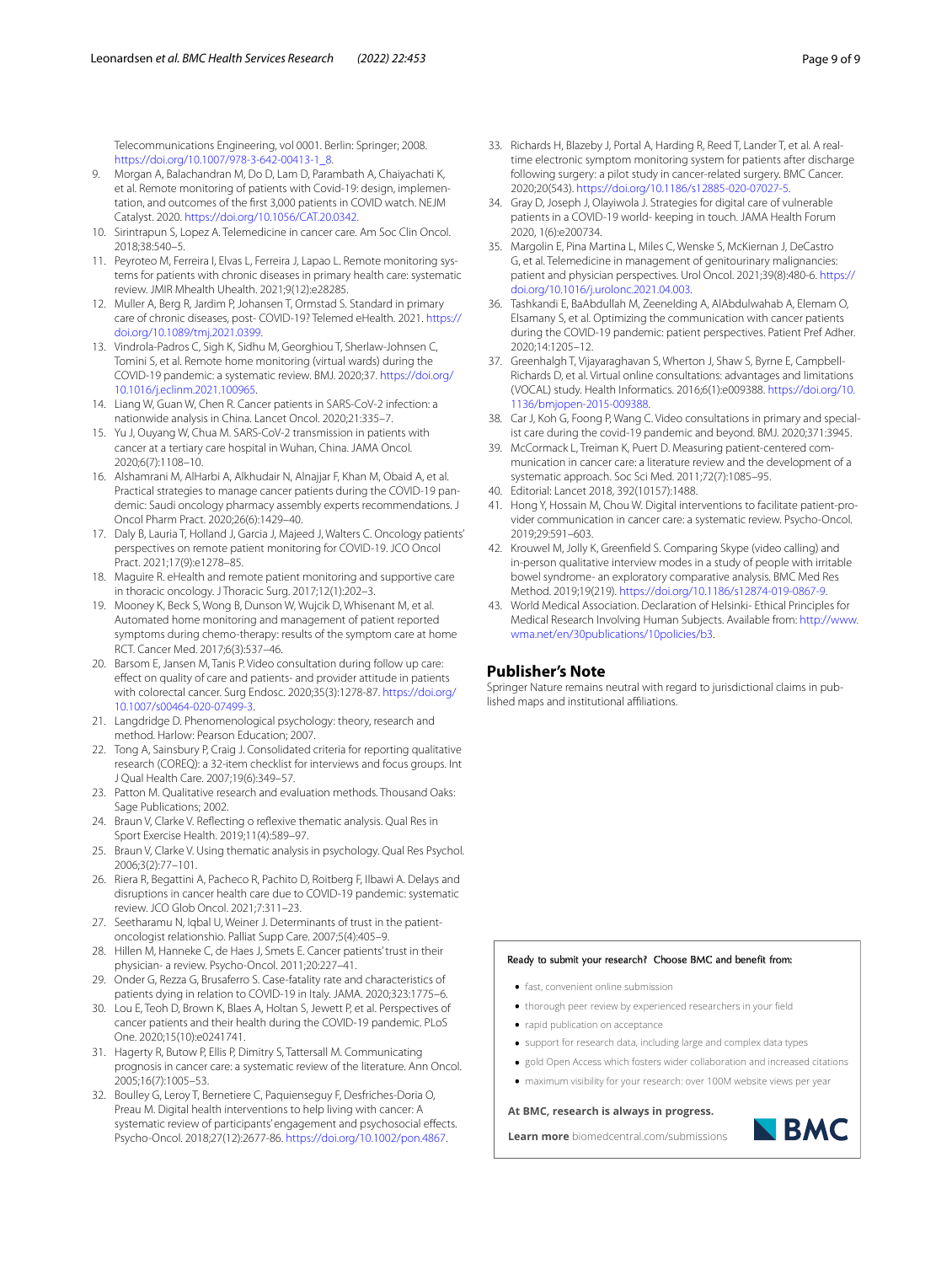Telecommunications Engineering, vol 0001. Berlin: Springer; 2008. https://doi.org/10.1007/978-3-642-00413-1_8.

9. Morgan A, Balachandran M, Do D, Lam D, Parambath A, Chaiyachati K, et al. Remote monitoring of patients with Covid-19: design, implementation, and outcomes of the first 3,000 patients in COVID watch. NEJM Catalyst. 2020. https://doi.org/10.1056/CAT.20.0342.
10. Sirintrapun S, Lopez A. Telemedicine in cancer care. Am Soc Clin Oncol. 2018;38:540–5.
11. Peyroteo M, Ferreira I, Elvas L, Ferreira J, Lapao L. Remote monitoring systems for patients with chronic diseases in primary health care: systematic review. JMIR Mhealth Uhealth. 2021;9(12):e28285.
12. Muller A, Berg R, Jardim P, Johansen T, Ormstad S. Standard in primary care of chronic diseases, post- COVID-19? Telemed eHealth. 2021. https://doi.org/10.1089/tmj.2021.0399.
13. Vindrola-Padros C, Sigh K, Sidhu M, Georghiou T, Sherlaw-Johnsen C, Tomini S, et al. Remote home monitoring (virtual wards) during the COVID-19 pandemic: a systematic review. BMJ. 2020;37. https://doi.org/10.1016/j.eclinm.2021.100965.
14. Liang W, Guan W, Chen R. Cancer patients in SARS-CoV-2 infection: a nationwide analysis in China. Lancet Oncol. 2020;21:335–7.
15. Yu J, Ouyang W, Chua M. SARS-CoV-2 transmission in patients with cancer at a tertiary care hospital in Wuhan, China. JAMA Oncol. 2020;6(7):1108–10.
16. Alshamrani M, AlHarbi A, Alkhudair N, Alnajjar F, Khan M, Obaid A, et al. Practical strategies to manage cancer patients during the COVID-19 pandemic: Saudi oncology pharmacy assembly experts recommendations. J Oncol Pharm Pract. 2020;26(6):1429–40.
17. Daly B, Lauria T, Holland J, Garcia J, Majeed J, Walters C. Oncology patients' perspectives on remote patient monitoring for COVID-19. JCO Oncol Pract. 2021;17(9):e1278–85.
18. Maguire R. eHealth and remote patient monitoring and supportive care in thoracic oncology. J Thoracic Surg. 2017;12(1):202–3.
19. Mooney K, Beck S, Wong B, Dunson W, Wujcik D, Whisenant M, et al. Automated home monitoring and management of patient reported symptoms during chemo-therapy: results of the symptom care at home RCT. Cancer Med. 2017;6(3):537–46.
20. Barsom E, Jansen M, Tanis P. Video consultation during follow up care: effect on quality of care and patients- and provider attitude in patients with colorectal cancer. Surg Endosc. 2020;35(3):1278-87. https://doi.org/10.1007/s00464-020-07499-3.
21. Langdridge D. Phenomenological psychology: theory, research and method. Harlow: Pearson Education; 2007.
22. Tong A, Sainsbury P, Craig J. Consolidated criteria for reporting qualitative research (COREQ): a 32-item checklist for interviews and focus groups. Int J Qual Health Care. 2007;19(6):349–57.
23. Patton M. Qualitative research and evaluation methods. Thousand Oaks: Sage Publications; 2002.
24. Braun V, Clarke V. Reflecting o reflexive thematic analysis. Qual Res in Sport Exercise Health. 2019;11(4):589–97.
25. Braun V, Clarke V. Using thematic analysis in psychology. Qual Res Psychol. 2006;3(2):77–101.
26. Riera R, Begattini A, Pacheco R, Pachito D, Roitberg F, Ilbawi A. Delays and disruptions in cancer health care due to COVID-19 pandemic: systematic review. JCO Glob Oncol. 2021;7:311–23.
27. Seetharamu N, Iqbal U, Weiner J. Determinants of trust in the patient-oncologist relationshio. Palliat Supp Care. 2007;5(4):405–9.
28. Hillen M, Hanneke C, de Haes J, Smets E. Cancer patients' trust in their physician- a review. Psycho-Oncol. 2011;20:227–41.
29. Onder G, Rezza G, Brusaferro S. Case-fatality rate and characteristics of patients dying in relation to COVID-19 in Italy. JAMA. 2020;323:1775–6.
30. Lou E, Teoh D, Brown K, Blaes A, Holtan S, Jewett P, et al. Perspectives of cancer patients and their health during the COVID-19 pandemic. PLoS One. 2020;15(10):e0241741.
31. Hagerty R, Butow P, Ellis P, Dimitry S, Tattersall M. Communicating prognosis in cancer care: a systematic review of the literature. Ann Oncol. 2005;16(7):1005–53.
32. Boulley G, Leroy T, Bernetiere C, Paquienseguy F, Desfriches-Doria O, Preau M. Digital health interventions to help living with cancer: A systematic review of participants' engagement and psychosocial effects. Psycho-Oncol. 2018;27(12):2677-86. https://doi.org/10.1002/pon.4867.
33. Richards H, Blazeby J, Portal A, Harding R, Reed T, Lander T, et al. A real-time electronic symptom monitoring system for patients after discharge following surgery: a pilot study in cancer-related surgery. BMC Cancer. 2020;20(543). https://doi.org/10.1186/s12885-020-07027-5.
34. Gray D, Joseph J, Olayiwola J. Strategies for digital care of vulnerable patients in a COVID-19 world- keeping in touch. JAMA Health Forum 2020, 1(6):e200734.
35. Margolin E, Pina Martina L, Miles C, Wenske S, McKiernan J, DeCastro G, et al. Telemedicine in management of genitourinary malignancies: patient and physician perspectives. Urol Oncol. 2021;39(8):480-6. https://doi.org/10.1016/j.urolonc.2021.04.003.
36. Tashkandi E, BaAbdullah M, Zeenelding A, AlAbdulwahab A, Elemam O, Elsamany S, et al. Optimizing the communication with cancer patients during the COVID-19 pandemic: patient perspectives. Patient Pref Adher. 2020;14:1205–12.
37. Greenhalgh T, Vijayaraghavan S, Wherton J, Shaw S, Byrne E, Campbell-Richards D, et al. Virtual online consultations: advantages and limitations (VOCAL) study. Health Informatics. 2016;6(1):e009388. https://doi.org/10.1136/bmjopen-2015-009388.
38. Car J, Koh G, Foong P, Wang C. Video consultations in primary and specialist care during the covid-19 pandemic and beyond. BMJ. 2020;371:3945.
39. McCormack L, Treiman K, Puert D. Measuring patient-centered communication in cancer care: a literature review and the development of a systematic approach. Soc Sci Med. 2011;72(7):1085–95.
40. Editorial: Lancet 2018, 392(10157):1488.
41. Hong Y, Hossain M, Chou W. Digital interventions to facilitate patient-provider communication in cancer care: a systematic review. Psycho-Oncol. 2019;29:591–603.
42. Krouwel M, Jolly K, Greenfield S. Comparing Skype (video calling) and in-person qualitative interview modes in a study of people with irritable bowel syndrome- an exploratory comparative analysis. BMC Med Res Method. 2019;19(219). https://doi.org/10.1186/s12874-019-0867-9.
43. World Medical Association. Declaration of Helsinki- Ethical Principles for Medical Research Involving Human Subjects. Available from: http://www.wma.net/en/30publications/10policies/b3.

## Publisher's Note

Springer Nature remains neutral with regard to jurisdictional claims in published maps and institutional affiliations.

Ready to submit your research? Choose BMC and benefit from:

- fast, convenient online submission
- thorough peer review by experienced researchers in your field
- rapid publication on acceptance
- support for research data, including large and complex data types
- gold Open Access which fosters wider collaboration and increased citations
- maximum visibility for your research: over 100M website views per year

**At BMC, research is always in progress.**

**Learn more** biomedcentral.com/submissions